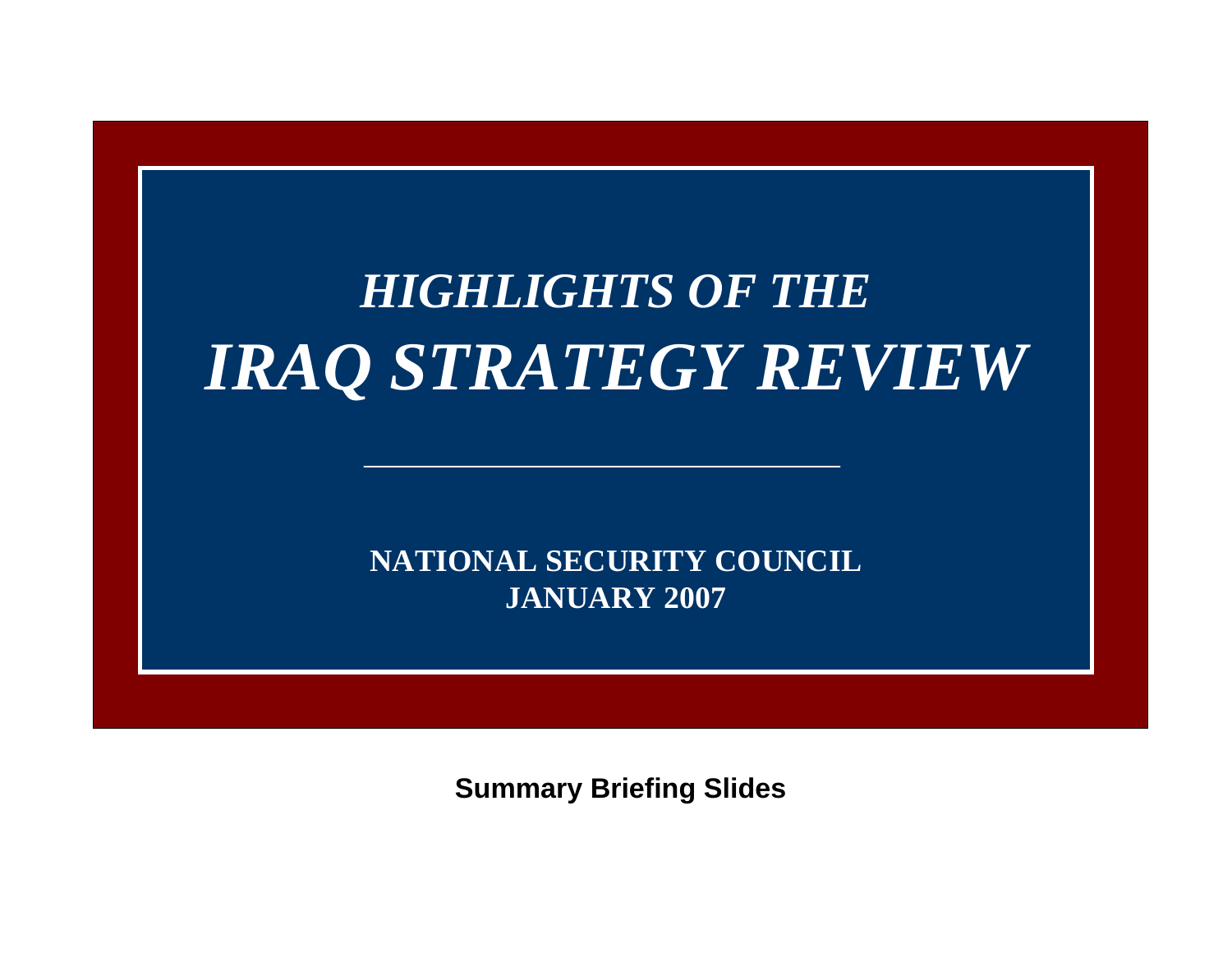# *HIGHLIGHTS OF THE*
# *IRAQ STRATEGY REVIEW*

---

**NATIONAL SECURITY COUNCIL**
**JANUARY 2007**

**Summary Briefing Slides**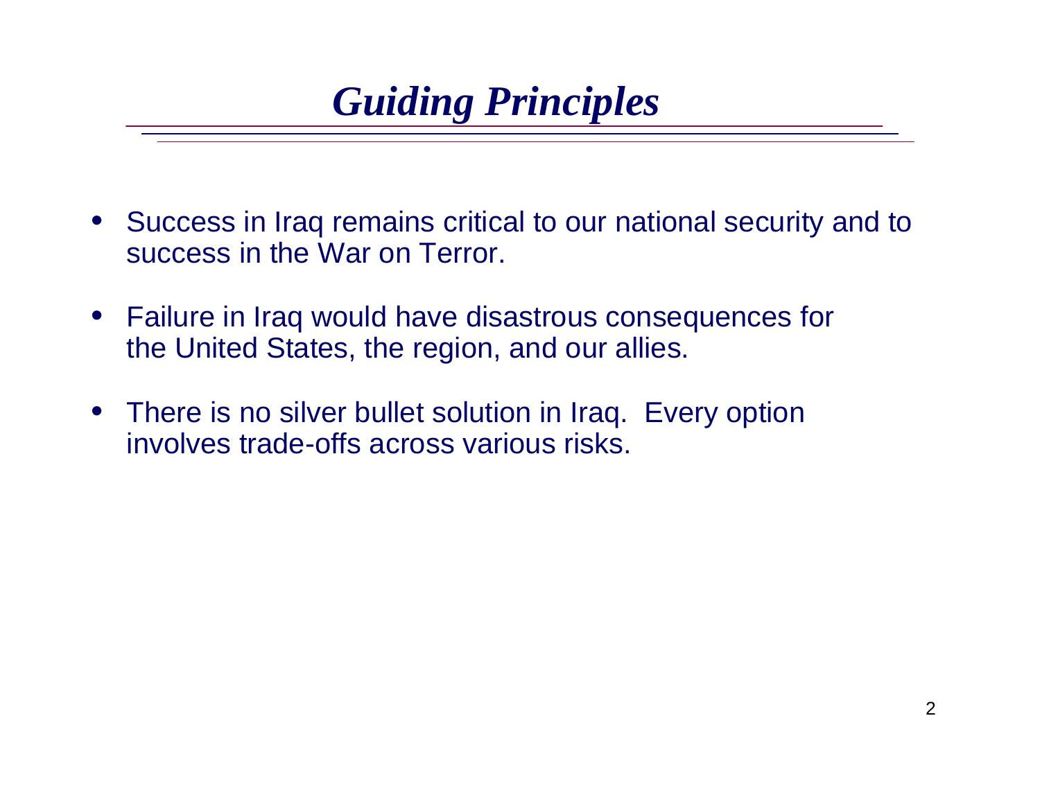# *Guiding Principles*

- Success in Iraq remains critical to our national security and to success in the War on Terror.
- Failure in Iraq would have disastrous consequences for the United States, the region, and our allies.
- There is no silver bullet solution in Iraq. Every option involves trade-offs across various risks.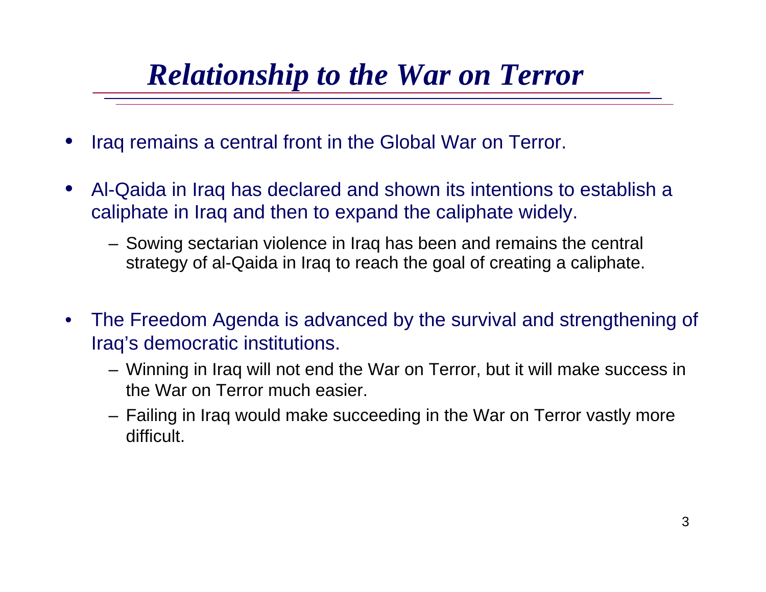# *Relationship to the War on Terror*

- Iraq remains a central front in the Global War on Terror.
- Al-Qaida in Iraq has declared and shown its intentions to establish a caliphate in Iraq and then to expand the caliphate widely.
  - Sowing sectarian violence in Iraq has been and remains the central strategy of al-Qaida in Iraq to reach the goal of creating a caliphate.
- The Freedom Agenda is advanced by the survival and strengthening of Iraq's democratic institutions.
  - Winning in Iraq will not end the War on Terror, but it will make success in the War on Terror much easier.
  - Failing in Iraq would make succeeding in the War on Terror vastly more difficult.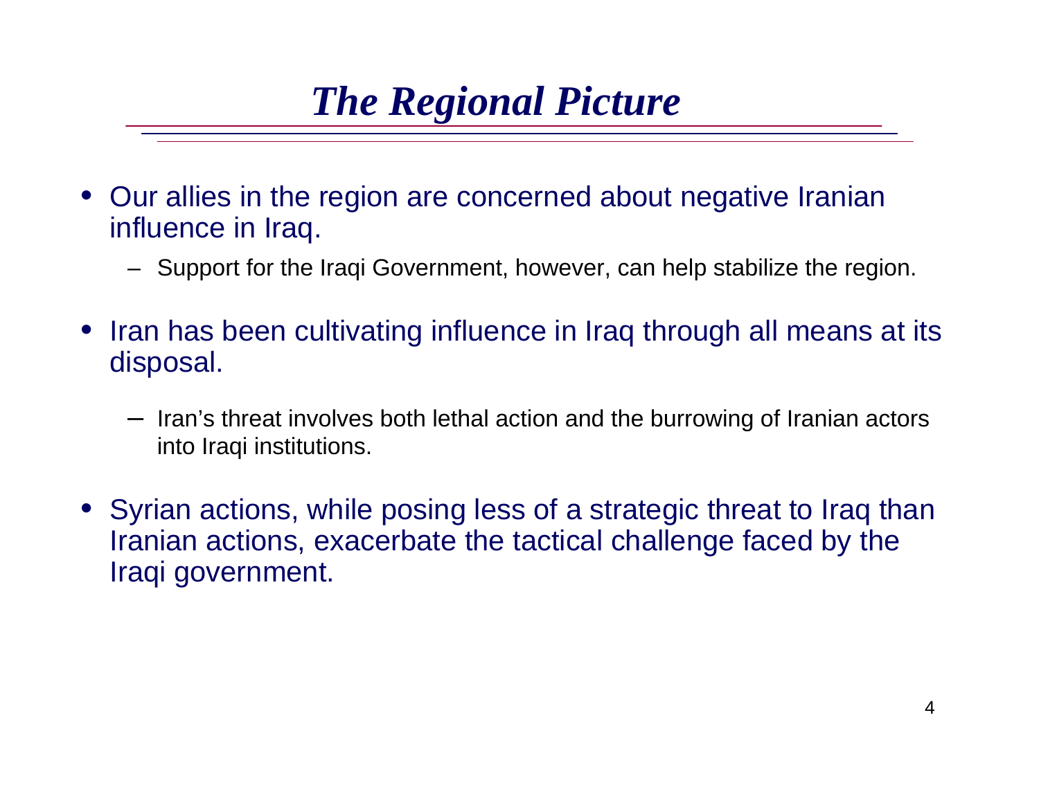# *The Regional Picture*

- Our allies in the region are concerned about negative Iranian influence in Iraq.
  - Support for the Iraqi Government, however, can help stabilize the region.
- Iran has been cultivating influence in Iraq through all means at its disposal.
  - Iran's threat involves both lethal action and the burrowing of Iranian actors into Iraqi institutions.
- Syrian actions, while posing less of a strategic threat to Iraq than Iranian actions, exacerbate the tactical challenge faced by the Iraqi government.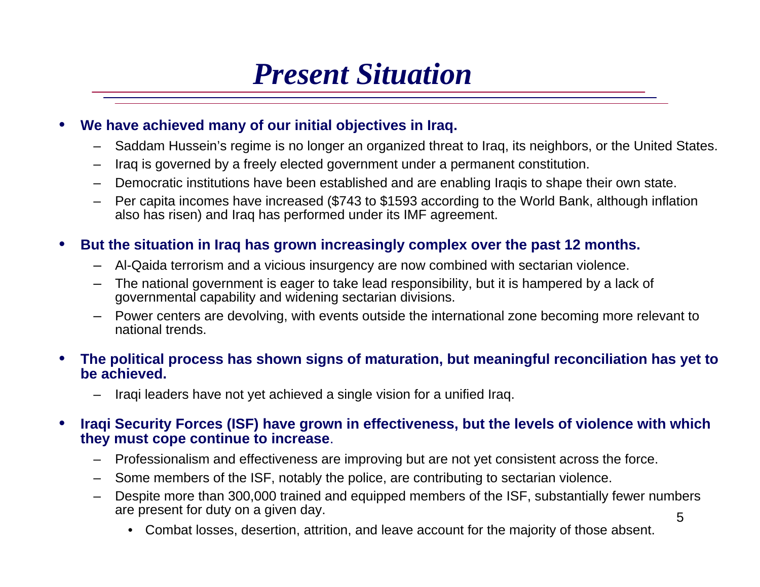# *Present Situation*

- **We have achieved many of our initial objectives in Iraq.**
  - Saddam Hussein's regime is no longer an organized threat to Iraq, its neighbors, or the United States.
  - Iraq is governed by a freely elected government under a permanent constitution.
  - Democratic institutions have been established and are enabling Iraqis to shape their own state.
  - Per capita incomes have increased ($743 to $1593 according to the World Bank, although inflation also has risen) and Iraq has performed under its IMF agreement.
- **But the situation in Iraq has grown increasingly complex over the past 12 months.**
  - Al-Qaida terrorism and a vicious insurgency are now combined with sectarian violence.
  - The national government is eager to take lead responsibility, but it is hampered by a lack of governmental capability and widening sectarian divisions.
  - Power centers are devolving, with events outside the international zone becoming more relevant to national trends.
- **The political process has shown signs of maturation, but meaningful reconciliation has yet to be achieved.**
  - Iraqi leaders have not yet achieved a single vision for a unified Iraq.
- **Iraqi Security Forces (ISF) have grown in effectiveness, but the levels of violence with which they must cope continue to increase**.
  - Professionalism and effectiveness are improving but are not yet consistent across the force.
  - Some members of the ISF, notably the police, are contributing to sectarian violence.
  - Despite more than 300,000 trained and equipped members of the ISF, substantially fewer numbers are present for duty on a given day.
    - Combat losses, desertion, attrition, and leave account for the majority of those absent.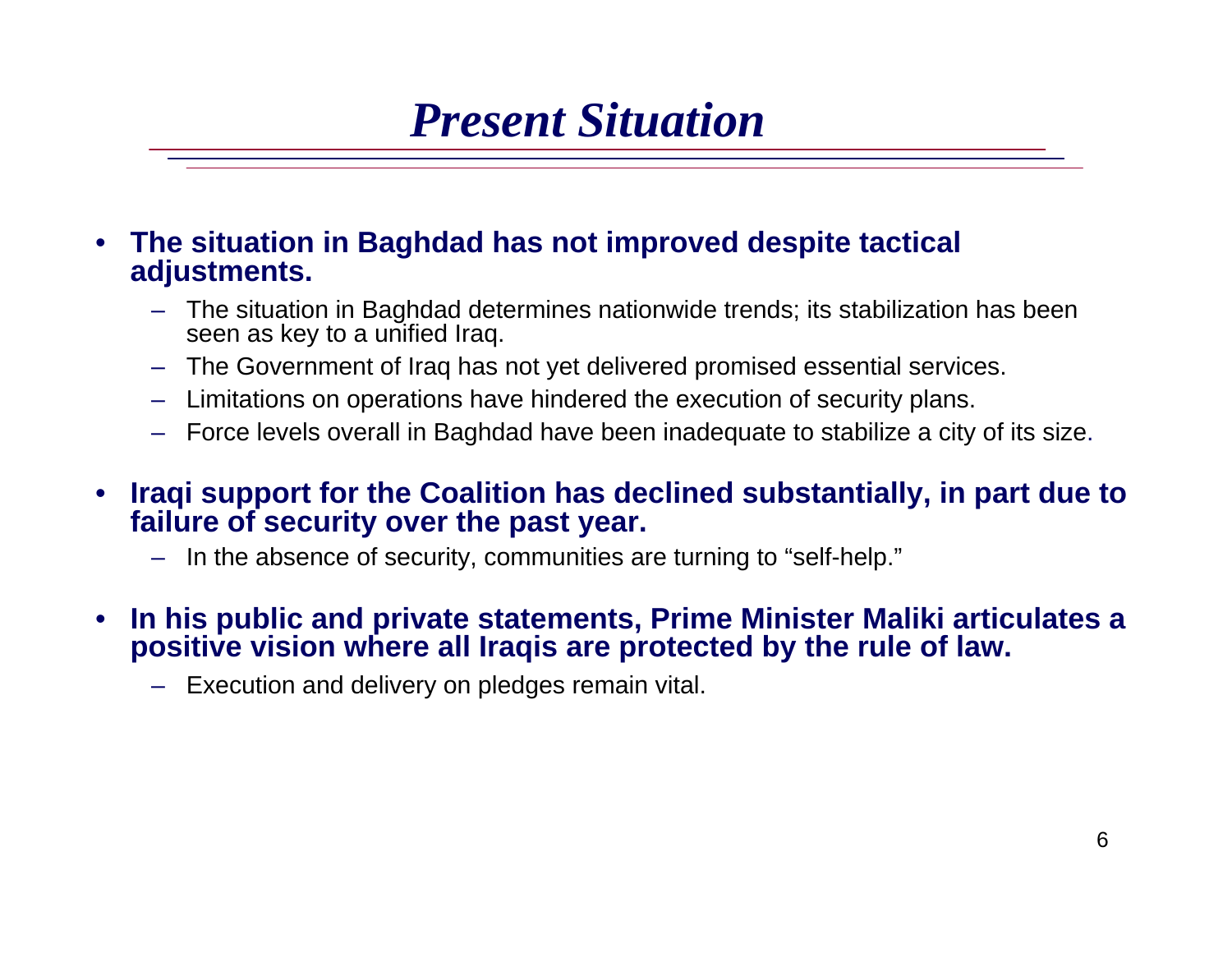# *Present Situation*

- **The situation in Baghdad has not improved despite tactical adjustments.**
  - The situation in Baghdad determines nationwide trends; its stabilization has been seen as key to a unified Iraq.
  - The Government of Iraq has not yet delivered promised essential services.
  - Limitations on operations have hindered the execution of security plans.
  - Force levels overall in Baghdad have been inadequate to stabilize a city of its size.
- **Iraqi support for the Coalition has declined substantially, in part due to failure of security over the past year.**
  - In the absence of security, communities are turning to "self-help."
- **In his public and private statements, Prime Minister Maliki articulates a positive vision where all Iraqis are protected by the rule of law.**
  - Execution and delivery on pledges remain vital.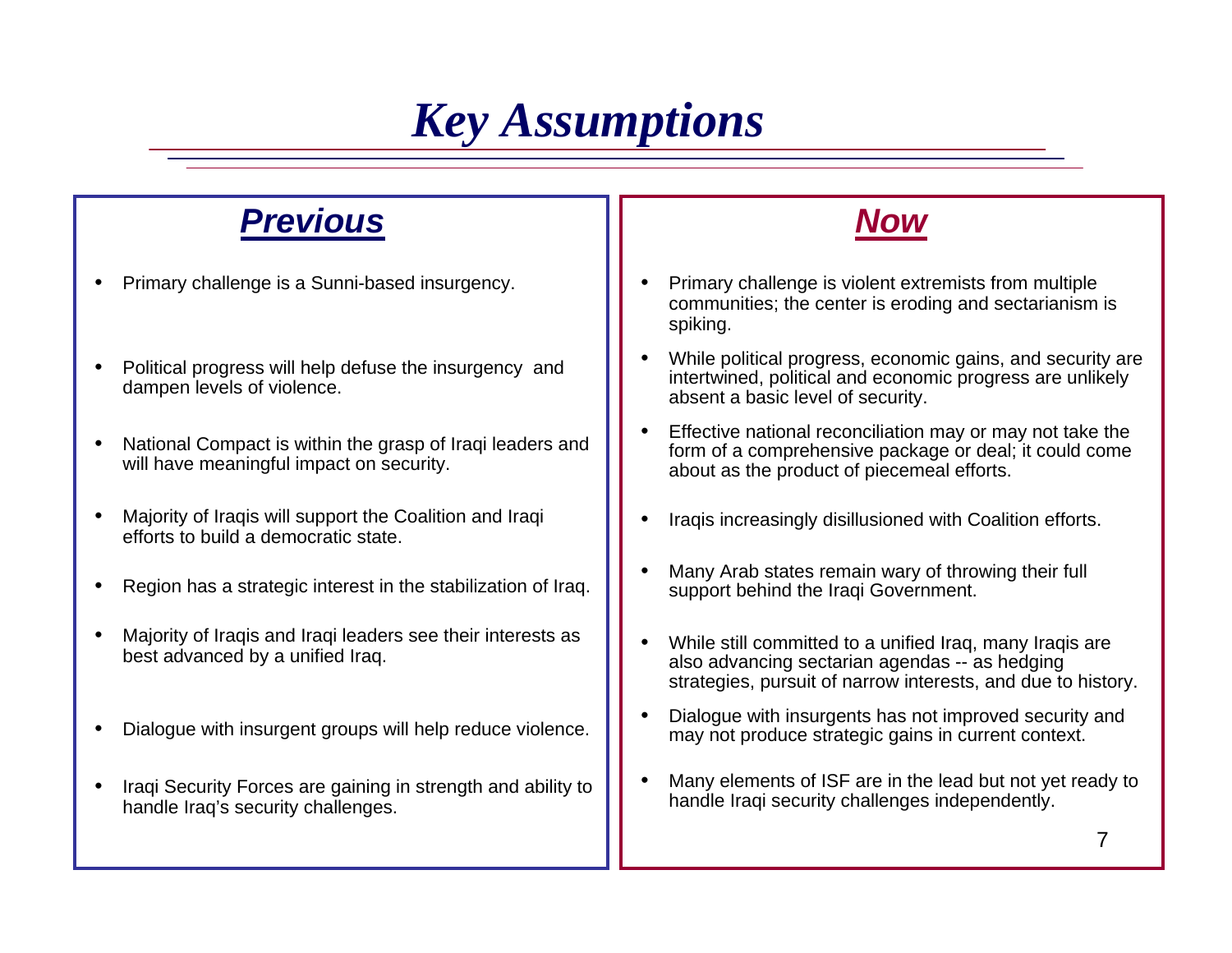# Key Assumptions

## Previous

- Primary challenge is a Sunni-based insurgency.
- Political progress will help defuse the insurgency and dampen levels of violence.
- National Compact is within the grasp of Iraqi leaders and will have meaningful impact on security.
- Majority of Iraqis will support the Coalition and Iraqi efforts to build a democratic state.
- Region has a strategic interest in the stabilization of Iraq.
- Majority of Iraqis and Iraqi leaders see their interests as best advanced by a unified Iraq.
- Dialogue with insurgent groups will help reduce violence.
- Iraqi Security Forces are gaining in strength and ability to handle Iraq's security challenges.

## Now

- Primary challenge is violent extremists from multiple communities; the center is eroding and sectarianism is spiking.
- While political progress, economic gains, and security are intertwined, political and economic progress are unlikely absent a basic level of security.
- Effective national reconciliation may or may not take the form of a comprehensive package or deal; it could come about as the product of piecemeal efforts.
- Iraqis increasingly disillusioned with Coalition efforts.
- Many Arab states remain wary of throwing their full support behind the Iraqi Government.
- While still committed to a unified Iraq, many Iraqis are also advancing sectarian agendas -- as hedging strategies, pursuit of narrow interests, and due to history.
- Dialogue with insurgents has not improved security and may not produce strategic gains in current context.
- Many elements of ISF are in the lead but not yet ready to handle Iraqi security challenges independently.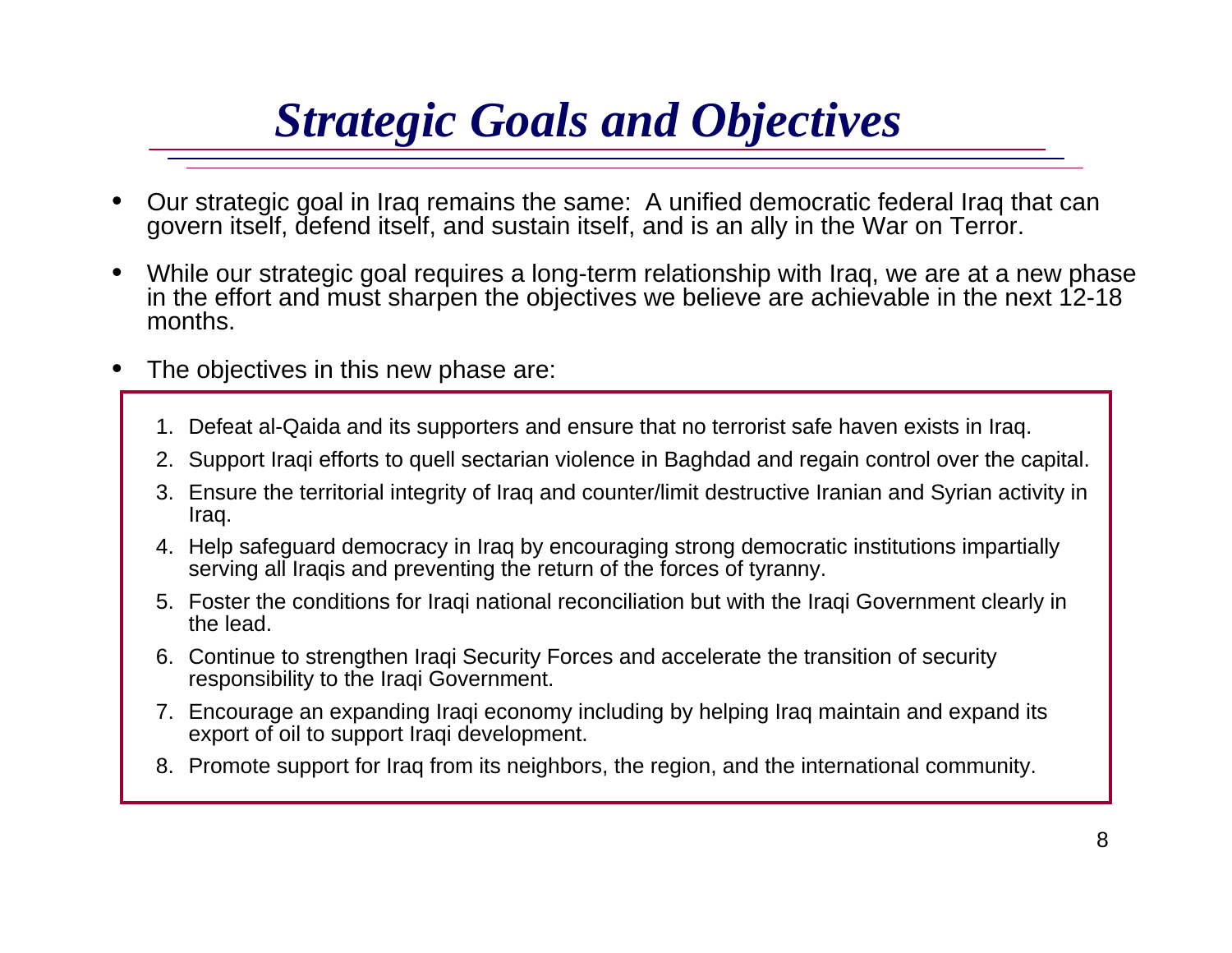# *Strategic Goals and Objectives*

- Our strategic goal in Iraq remains the same: A unified democratic federal Iraq that can govern itself, defend itself, and sustain itself, and is an ally in the War on Terror.
- While our strategic goal requires a long-term relationship with Iraq, we are at a new phase in the effort and must sharpen the objectives we believe are achievable in the next 12-18 months.
- The objectives in this new phase are:

1. Defeat al-Qaida and its supporters and ensure that no terrorist safe haven exists in Iraq.
2. Support Iraqi efforts to quell sectarian violence in Baghdad and regain control over the capital.
3. Ensure the territorial integrity of Iraq and counter/limit destructive Iranian and Syrian activity in Iraq.
4. Help safeguard democracy in Iraq by encouraging strong democratic institutions impartially serving all Iraqis and preventing the return of the forces of tyranny.
5. Foster the conditions for Iraqi national reconciliation but with the Iraqi Government clearly in the lead.
6. Continue to strengthen Iraqi Security Forces and accelerate the transition of security responsibility to the Iraqi Government.
7. Encourage an expanding Iraqi economy including by helping Iraq maintain and expand its export of oil to support Iraqi development.
8. Promote support for Iraq from its neighbors, the region, and the international community.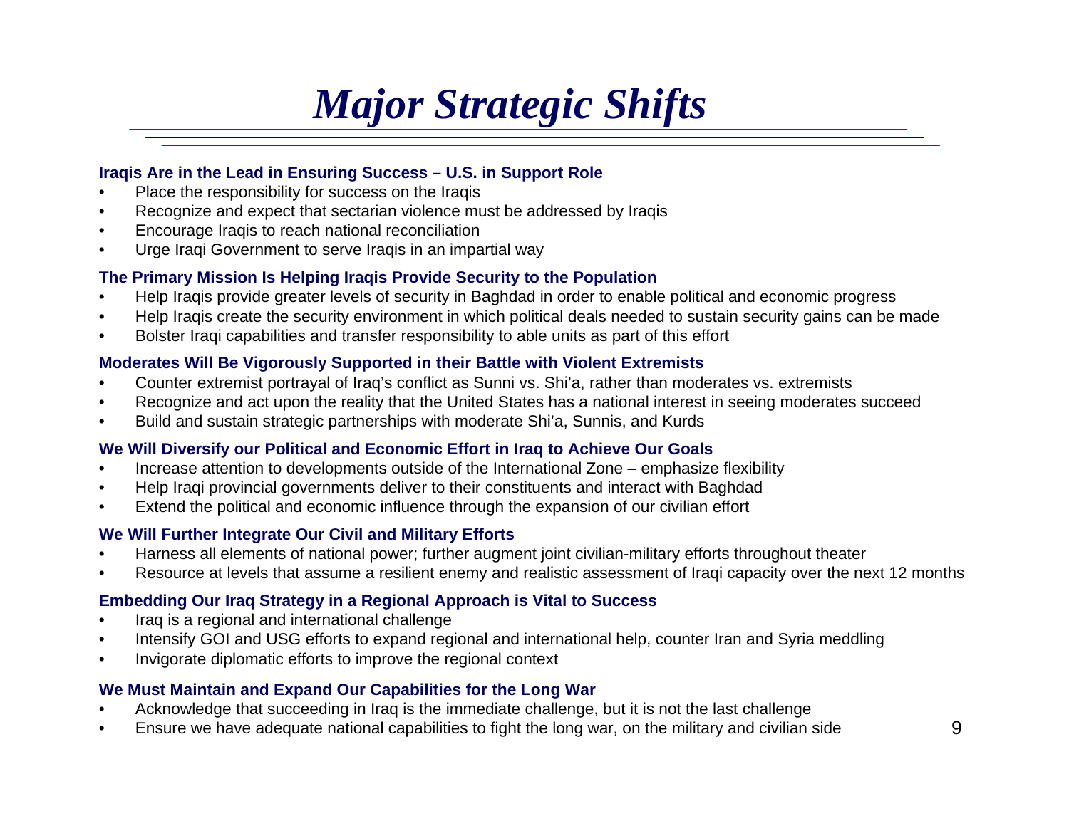# *Major Strategic Shifts*

**Iraqis Are in the Lead in Ensuring Success – U.S. in Support Role**

- Place the responsibility for success on the Iraqis
- Recognize and expect that sectarian violence must be addressed by Iraqis
- Encourage Iraqis to reach national reconciliation
- Urge Iraqi Government to serve Iraqis in an impartial way

**The Primary Mission Is Helping Iraqis Provide Security to the Population**

- Help Iraqis provide greater levels of security in Baghdad in order to enable political and economic progress
- Help Iraqis create the security environment in which political deals needed to sustain security gains can be made
- Bolster Iraqi capabilities and transfer responsibility to able units as part of this effort

**Moderates Will Be Vigorously Supported in their Battle with Violent Extremists**

- Counter extremist portrayal of Iraq's conflict as Sunni vs. Shi'a, rather than moderates vs. extremists
- Recognize and act upon the reality that the United States has a national interest in seeing moderates succeed
- Build and sustain strategic partnerships with moderate Shi'a, Sunnis, and Kurds

**We Will Diversify our Political and Economic Effort in Iraq to Achieve Our Goals**

- Increase attention to developments outside of the International Zone – emphasize flexibility
- Help Iraqi provincial governments deliver to their constituents and interact with Baghdad
- Extend the political and economic influence through the expansion of our civilian effort

**We Will Further Integrate Our Civil and Military Efforts**

- Harness all elements of national power; further augment joint civilian-military efforts throughout theater
- Resource at levels that assume a resilient enemy and realistic assessment of Iraqi capacity over the next 12 months

**Embedding Our Iraq Strategy in a Regional Approach is Vital to Success**

- Iraq is a regional and international challenge
- Intensify GOI and USG efforts to expand regional and international help, counter Iran and Syria meddling
- Invigorate diplomatic efforts to improve the regional context

**We Must Maintain and Expand Our Capabilities for the Long War**

- Acknowledge that succeeding in Iraq is the immediate challenge, but it is not the last challenge
- Ensure we have adequate national capabilities to fight the long war, on the military and civilian side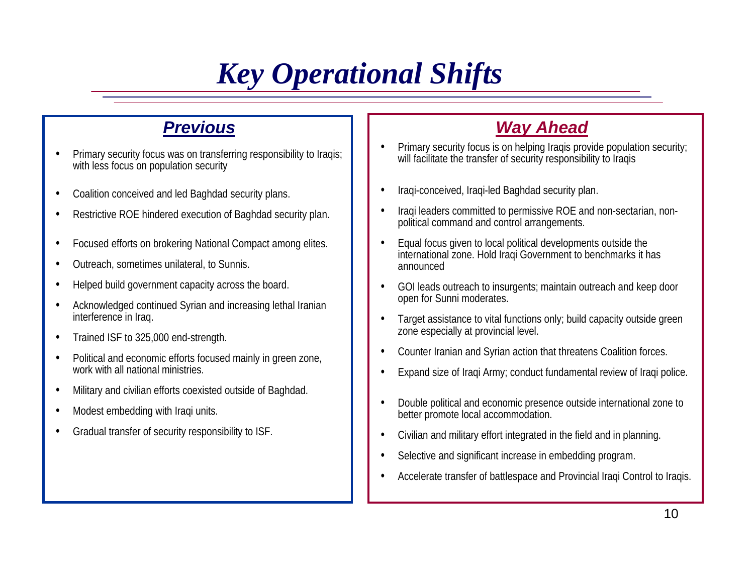# *Key Operational Shifts*

## ***Previous***

- Primary security focus was on transferring responsibility to Iraqis; with less focus on population security
- Coalition conceived and led Baghdad security plans.
- Restrictive ROE hindered execution of Baghdad security plan.
- Focused efforts on brokering National Compact among elites.
- Outreach, sometimes unilateral, to Sunnis.
- Helped build government capacity across the board.
- Acknowledged continued Syrian and increasing lethal Iranian interference in Iraq.
- Trained ISF to 325,000 end-strength.
- Political and economic efforts focused mainly in green zone, work with all national ministries.
- Military and civilian efforts coexisted outside of Baghdad.
- Modest embedding with Iraqi units.
- Gradual transfer of security responsibility to ISF.

## ***Way Ahead***

- Primary security focus is on helping Iraqis provide population security; will facilitate the transfer of security responsibility to Iraqis
- Iraqi-conceived, Iraqi-led Baghdad security plan.
- Iraqi leaders committed to permissive ROE and non-sectarian, non-political command and control arrangements.
- Equal focus given to local political developments outside the international zone. Hold Iraqi Government to benchmarks it has announced
- GOI leads outreach to insurgents; maintain outreach and keep door open for Sunni moderates.
- Target assistance to vital functions only; build capacity outside green zone especially at provincial level.
- Counter Iranian and Syrian action that threatens Coalition forces.
- Expand size of Iraqi Army; conduct fundamental review of Iraqi police.
- Double political and economic presence outside international zone to better promote local accommodation.
- Civilian and military effort integrated in the field and in planning.
- Selective and significant increase in embedding program.
- Accelerate transfer of battlespace and Provincial Iraqi Control to Iraqis.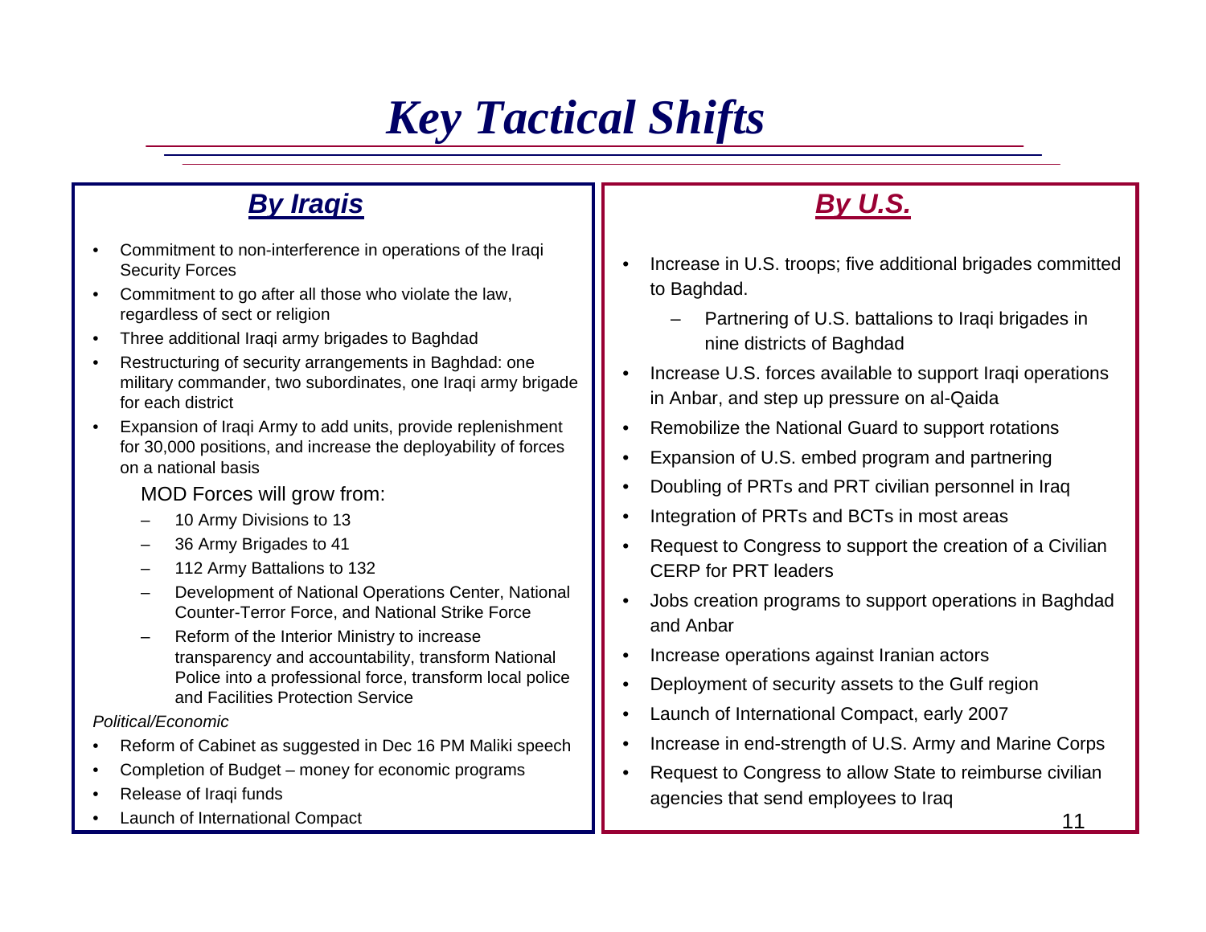# Key Tactical Shifts

## By Iraqis

- Commitment to non-interference in operations of the Iraqi Security Forces
- Commitment to go after all those who violate the law, regardless of sect or religion
- Three additional Iraqi army brigades to Baghdad
- Restructuring of security arrangements in Baghdad: one military commander, two subordinates, one Iraqi army brigade for each district
- Expansion of Iraqi Army to add units, provide replenishment for 30,000 positions, and increase the deployability of forces on a national basis

  MOD Forces will grow from:

  - 10 Army Divisions to 13
  - 36 Army Brigades to 41
  - 112 Army Battalions to 132
  - Development of National Operations Center, National Counter-Terror Force, and National Strike Force
  - Reform of the Interior Ministry to increase transparency and accountability, transform National Police into a professional force, transform local police and Facilities Protection Service

*Political/Economic*

- Reform of Cabinet as suggested in Dec 16 PM Maliki speech
- Completion of Budget – money for economic programs
- Release of Iraqi funds
- Launch of International Compact

## By U.S.

- Increase in U.S. troops; five additional brigades committed to Baghdad.
  - Partnering of U.S. battalions to Iraqi brigades in nine districts of Baghdad
- Increase U.S. forces available to support Iraqi operations in Anbar, and step up pressure on al-Qaida
- Remobilize the National Guard to support rotations
- Expansion of U.S. embed program and partnering
- Doubling of PRTs and PRT civilian personnel in Iraq
- Integration of PRTs and BCTs in most areas
- Request to Congress to support the creation of a Civilian CERP for PRT leaders
- Jobs creation programs to support operations in Baghdad and Anbar
- Increase operations against Iranian actors
- Deployment of security assets to the Gulf region
- Launch of International Compact, early 2007
- Increase in end-strength of U.S. Army and Marine Corps
- Request to Congress to allow State to reimburse civilian agencies that send employees to Iraq